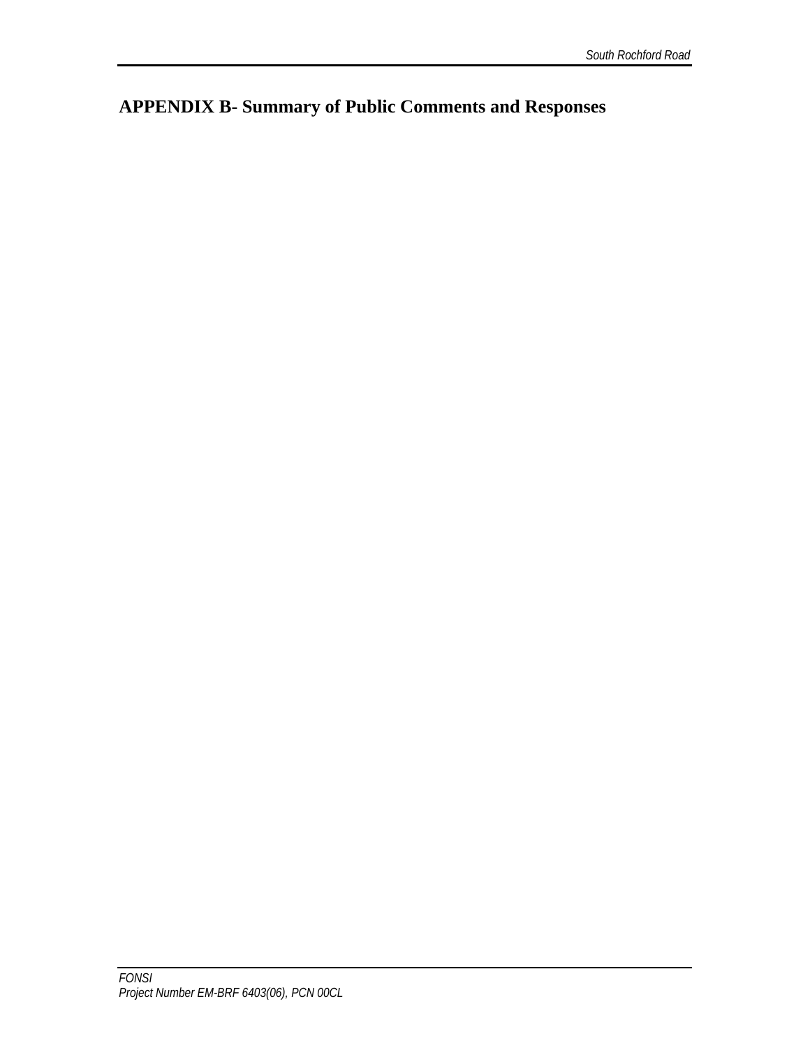# APPENDIX B- Summary of Public Comments and Responses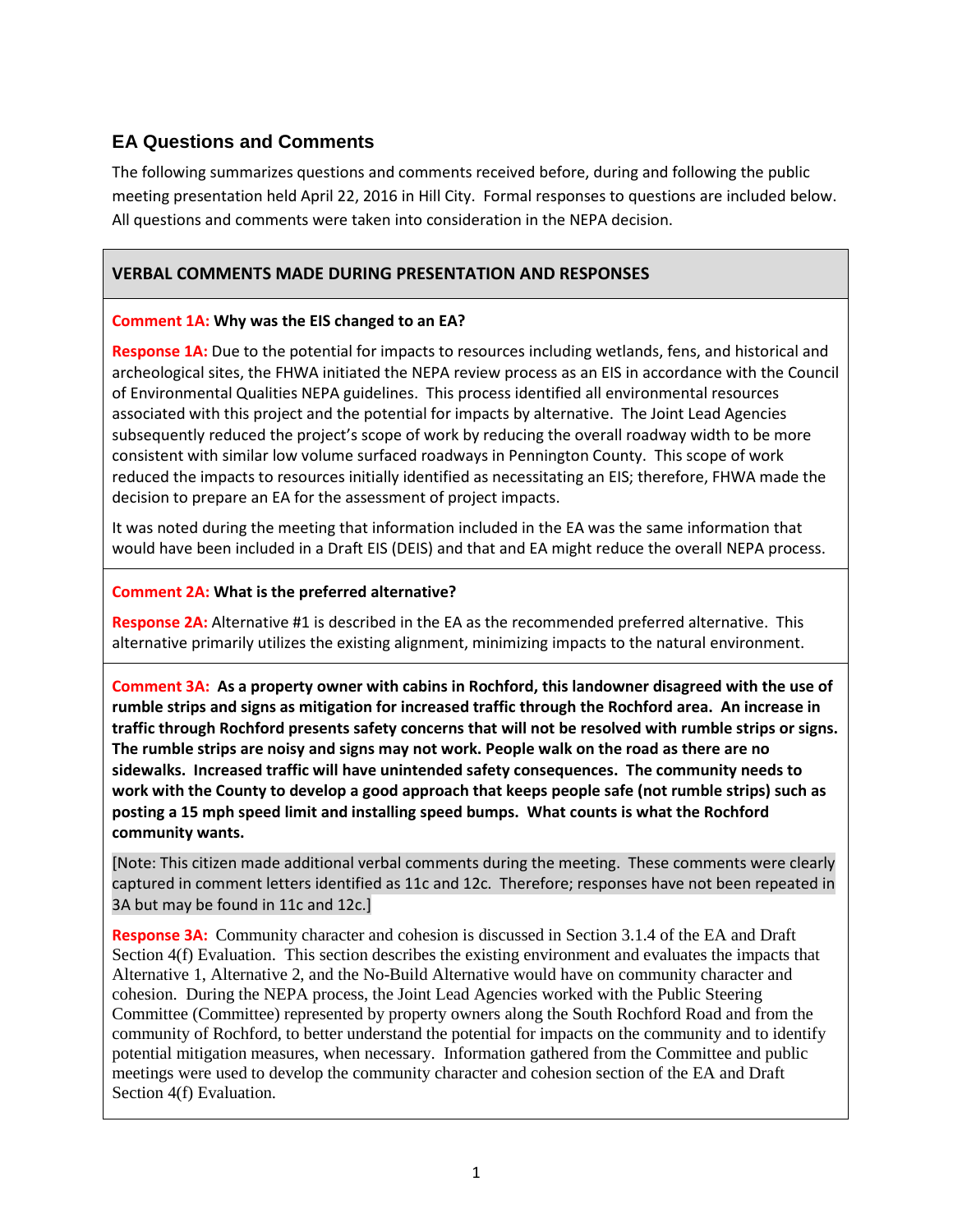## EA Questions and Comments

The following summarizes questions and comments received before, during and following the public meeting presentation held April 22, 2016 in Hill City. Formal responses to questions are included below. All questions and comments were taken into consideration in the NEPA decision.

### VERBAL COMMENTS MADE DURING PRESENTATION AND RESPONSES

**Comment 1A: Why was the EIS changed to an EA?**

**Response 1A:** Due to the potential for impacts to resources including wetlands, fens, and historical and archeological sites, the FHWA initiated the NEPA review process as an EIS in accordance with the Council of Environmental Qualities NEPA guidelines. This process identified all environmental resources associated with this project and the potential for impacts by alternative. The Joint Lead Agencies subsequently reduced the project's scope of work by reducing the overall roadway width to be more consistent with similar low volume surfaced roadways in Pennington County. This scope of work reduced the impacts to resources initially identified as necessitating an EIS; therefore, FHWA made the decision to prepare an EA for the assessment of project impacts.

It was noted during the meeting that information included in the EA was the same information that would have been included in a Draft EIS (DEIS) and that and EA might reduce the overall NEPA process.

**Comment 2A: What is the preferred alternative?**

**Response 2A:** Alternative #1 is described in the EA as the recommended preferred alternative. This alternative primarily utilizes the existing alignment, minimizing impacts to the natural environment.

**Comment 3A: As a property owner with cabins in Rochford, this landowner disagreed with the use of rumble strips and signs as mitigation for increased traffic through the Rochford area. An increase in traffic through Rochford presents safety concerns that will not be resolved with rumble strips or signs. The rumble strips are noisy and signs may not work. People walk on the road as there are no sidewalks. Increased traffic will have unintended safety consequences. The community needs to work with the County to develop a good approach that keeps people safe (not rumble strips) such as posting a 15 mph speed limit and installing speed bumps. What counts is what the Rochford community wants.**

[Note: This citizen made additional verbal comments during the meeting. These comments were clearly captured in comment letters identified as 11c and 12c. Therefore; responses have not been repeated in 3A but may be found in 11c and 12c.]

**Response 3A:** Community character and cohesion is discussed in Section 3.1.4 of the EA and Draft Section 4(f) Evaluation. This section describes the existing environment and evaluates the impacts that Alternative 1, Alternative 2, and the No-Build Alternative would have on community character and cohesion. During the NEPA process, the Joint Lead Agencies worked with the Public Steering Committee (Committee) represented by property owners along the South Rochford Road and from the community of Rochford, to better understand the potential for impacts on the community and to identify potential mitigation measures, when necessary. Information gathered from the Committee and public meetings were used to develop the community character and cohesion section of the EA and Draft Section 4(f) Evaluation.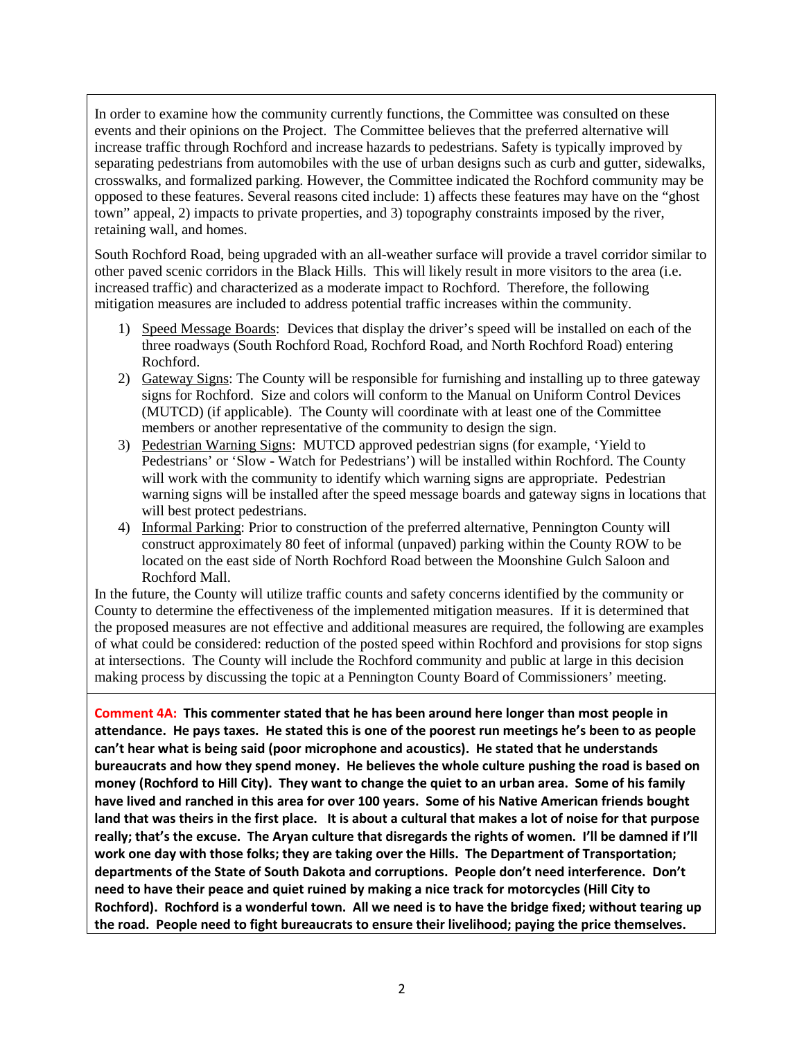In order to examine how the community currently functions, the Committee was consulted on these events and their opinions on the Project. The Committee believes that the preferred alternative will increase traffic through Rochford and increase hazards to pedestrians. Safety is typically improved by separating pedestrians from automobiles with the use of urban designs such as curb and gutter, sidewalks, crosswalks, and formalized parking. However, the Committee indicated the Rochford community may be opposed to these features. Several reasons cited include: 1) affects these features may have on the "ghost town" appeal, 2) impacts to private properties, and 3) topography constraints imposed by the river, retaining wall, and homes.

South Rochford Road, being upgraded with an all-weather surface will provide a travel corridor similar to other paved scenic corridors in the Black Hills. This will likely result in more visitors to the area (i.e. increased traffic) and characterized as a moderate impact to Rochford. Therefore, the following mitigation measures are included to address potential traffic increases within the community.

1) Speed Message Boards: Devices that display the driver's speed will be installed on each of the three roadways (South Rochford Road, Rochford Road, and North Rochford Road) entering Rochford.
2) Gateway Signs: The County will be responsible for furnishing and installing up to three gateway signs for Rochford. Size and colors will conform to the Manual on Uniform Control Devices (MUTCD) (if applicable). The County will coordinate with at least one of the Committee members or another representative of the community to design the sign.
3) Pedestrian Warning Signs: MUTCD approved pedestrian signs (for example, 'Yield to Pedestrians' or 'Slow - Watch for Pedestrians') will be installed within Rochford. The County will work with the community to identify which warning signs are appropriate. Pedestrian warning signs will be installed after the speed message boards and gateway signs in locations that will best protect pedestrians.
4) Informal Parking: Prior to construction of the preferred alternative, Pennington County will construct approximately 80 feet of informal (unpaved) parking within the County ROW to be located on the east side of North Rochford Road between the Moonshine Gulch Saloon and Rochford Mall.

In the future, the County will utilize traffic counts and safety concerns identified by the community or County to determine the effectiveness of the implemented mitigation measures. If it is determined that the proposed measures are not effective and additional measures are required, the following are examples of what could be considered: reduction of the posted speed within Rochford and provisions for stop signs at intersections. The County will include the Rochford community and public at large in this decision making process by discussing the topic at a Pennington County Board of Commissioners' meeting.

**Comment 4A: This commenter stated that he has been around here longer than most people in attendance. He pays taxes. He stated this is one of the poorest run meetings he's been to as people can't hear what is being said (poor microphone and acoustics). He stated that he understands bureaucrats and how they spend money. He believes the whole culture pushing the road is based on money (Rochford to Hill City). They want to change the quiet to an urban area. Some of his family have lived and ranched in this area for over 100 years. Some of his Native American friends bought land that was theirs in the first place. It is about a cultural that makes a lot of noise for that purpose really; that's the excuse. The Aryan culture that disregards the rights of women. I'll be damned if I'll work one day with those folks; they are taking over the Hills. The Department of Transportation; departments of the State of South Dakota and corruptions. People don't need interference. Don't need to have their peace and quiet ruined by making a nice track for motorcycles (Hill City to Rochford). Rochford is a wonderful town. All we need is to have the bridge fixed; without tearing up the road. People need to fight bureaucrats to ensure their livelihood; paying the price themselves.**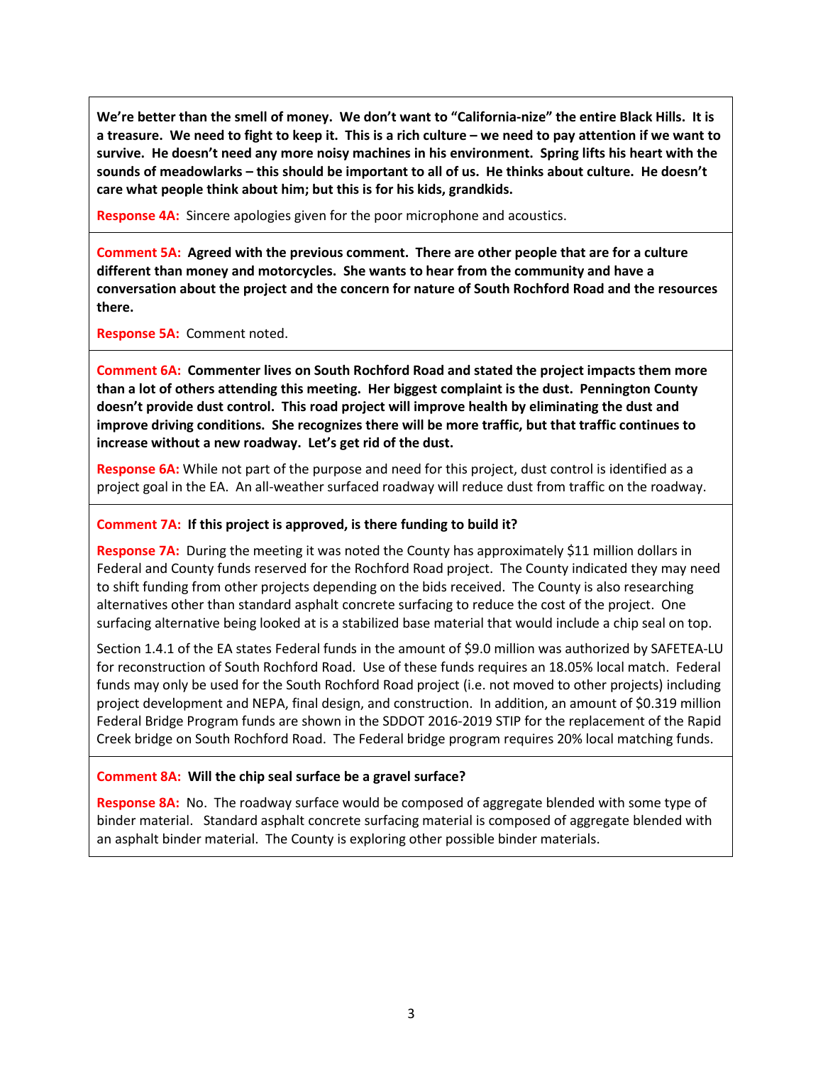**We're better than the smell of money. We don't want to "California-nize" the entire Black Hills. It is a treasure. We need to fight to keep it. This is a rich culture – we need to pay attention if we want to survive. He doesn't need any more noisy machines in his environment. Spring lifts his heart with the sounds of meadowlarks – this should be important to all of us. He thinks about culture. He doesn't care what people think about him; but this is for his kids, grandkids.**

**Response 4A:** Sincere apologies given for the poor microphone and acoustics.

---

**Comment 5A: Agreed with the previous comment. There are other people that are for a culture different than money and motorcycles. She wants to hear from the community and have a conversation about the project and the concern for nature of South Rochford Road and the resources there.**

**Response 5A:** Comment noted.

---

**Comment 6A: Commenter lives on South Rochford Road and stated the project impacts them more than a lot of others attending this meeting. Her biggest complaint is the dust. Pennington County doesn't provide dust control. This road project will improve health by eliminating the dust and improve driving conditions. She recognizes there will be more traffic, but that traffic continues to increase without a new roadway. Let's get rid of the dust.**

**Response 6A:** While not part of the purpose and need for this project, dust control is identified as a project goal in the EA. An all-weather surfaced roadway will reduce dust from traffic on the roadway.

---

**Comment 7A: If this project is approved, is there funding to build it?**

**Response 7A:** During the meeting it was noted the County has approximately $11 million dollars in Federal and County funds reserved for the Rochford Road project. The County indicated they may need to shift funding from other projects depending on the bids received. The County is also researching alternatives other than standard asphalt concrete surfacing to reduce the cost of the project. One surfacing alternative being looked at is a stabilized base material that would include a chip seal on top.

Section 1.4.1 of the EA states Federal funds in the amount of $9.0 million was authorized by SAFETEA-LU for reconstruction of South Rochford Road. Use of these funds requires an 18.05% local match. Federal funds may only be used for the South Rochford Road project (i.e. not moved to other projects) including project development and NEPA, final design, and construction. In addition, an amount of $0.319 million Federal Bridge Program funds are shown in the SDDOT 2016-2019 STIP for the replacement of the Rapid Creek bridge on South Rochford Road. The Federal bridge program requires 20% local matching funds.

---

**Comment 8A: Will the chip seal surface be a gravel surface?**

**Response 8A:** No. The roadway surface would be composed of aggregate blended with some type of binder material. Standard asphalt concrete surfacing material is composed of aggregate blended with an asphalt binder material. The County is exploring other possible binder materials.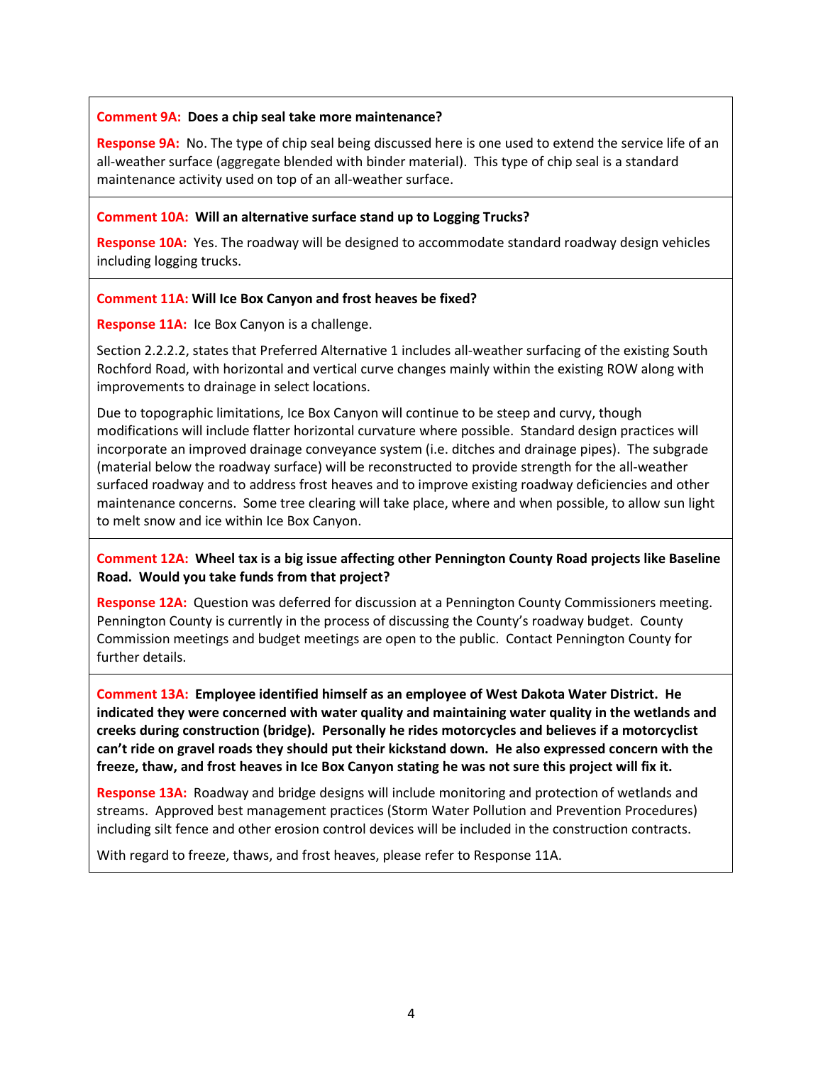**Comment 9A: Does a chip seal take more maintenance?**

**Response 9A:** No. The type of chip seal being discussed here is one used to extend the service life of an all-weather surface (aggregate blended with binder material). This type of chip seal is a standard maintenance activity used on top of an all-weather surface.

---

**Comment 10A: Will an alternative surface stand up to Logging Trucks?**

**Response 10A:** Yes. The roadway will be designed to accommodate standard roadway design vehicles including logging trucks.

---

**Comment 11A: Will Ice Box Canyon and frost heaves be fixed?**

**Response 11A:** Ice Box Canyon is a challenge.

Section 2.2.2.2, states that Preferred Alternative 1 includes all-weather surfacing of the existing South Rochford Road, with horizontal and vertical curve changes mainly within the existing ROW along with improvements to drainage in select locations.

Due to topographic limitations, Ice Box Canyon will continue to be steep and curvy, though modifications will include flatter horizontal curvature where possible. Standard design practices will incorporate an improved drainage conveyance system (i.e. ditches and drainage pipes). The subgrade (material below the roadway surface) will be reconstructed to provide strength for the all-weather surfaced roadway and to address frost heaves and to improve existing roadway deficiencies and other maintenance concerns. Some tree clearing will take place, where and when possible, to allow sun light to melt snow and ice within Ice Box Canyon.

---

**Comment 12A: Wheel tax is a big issue affecting other Pennington County Road projects like Baseline Road. Would you take funds from that project?**

**Response 12A:** Question was deferred for discussion at a Pennington County Commissioners meeting. Pennington County is currently in the process of discussing the County's roadway budget. County Commission meetings and budget meetings are open to the public. Contact Pennington County for further details.

---

**Comment 13A: Employee identified himself as an employee of West Dakota Water District. He indicated they were concerned with water quality and maintaining water quality in the wetlands and creeks during construction (bridge). Personally he rides motorcycles and believes if a motorcyclist can't ride on gravel roads they should put their kickstand down. He also expressed concern with the freeze, thaw, and frost heaves in Ice Box Canyon stating he was not sure this project will fix it.**

**Response 13A:** Roadway and bridge designs will include monitoring and protection of wetlands and streams. Approved best management practices (Storm Water Pollution and Prevention Procedures) including silt fence and other erosion control devices will be included in the construction contracts.

With regard to freeze, thaws, and frost heaves, please refer to Response 11A.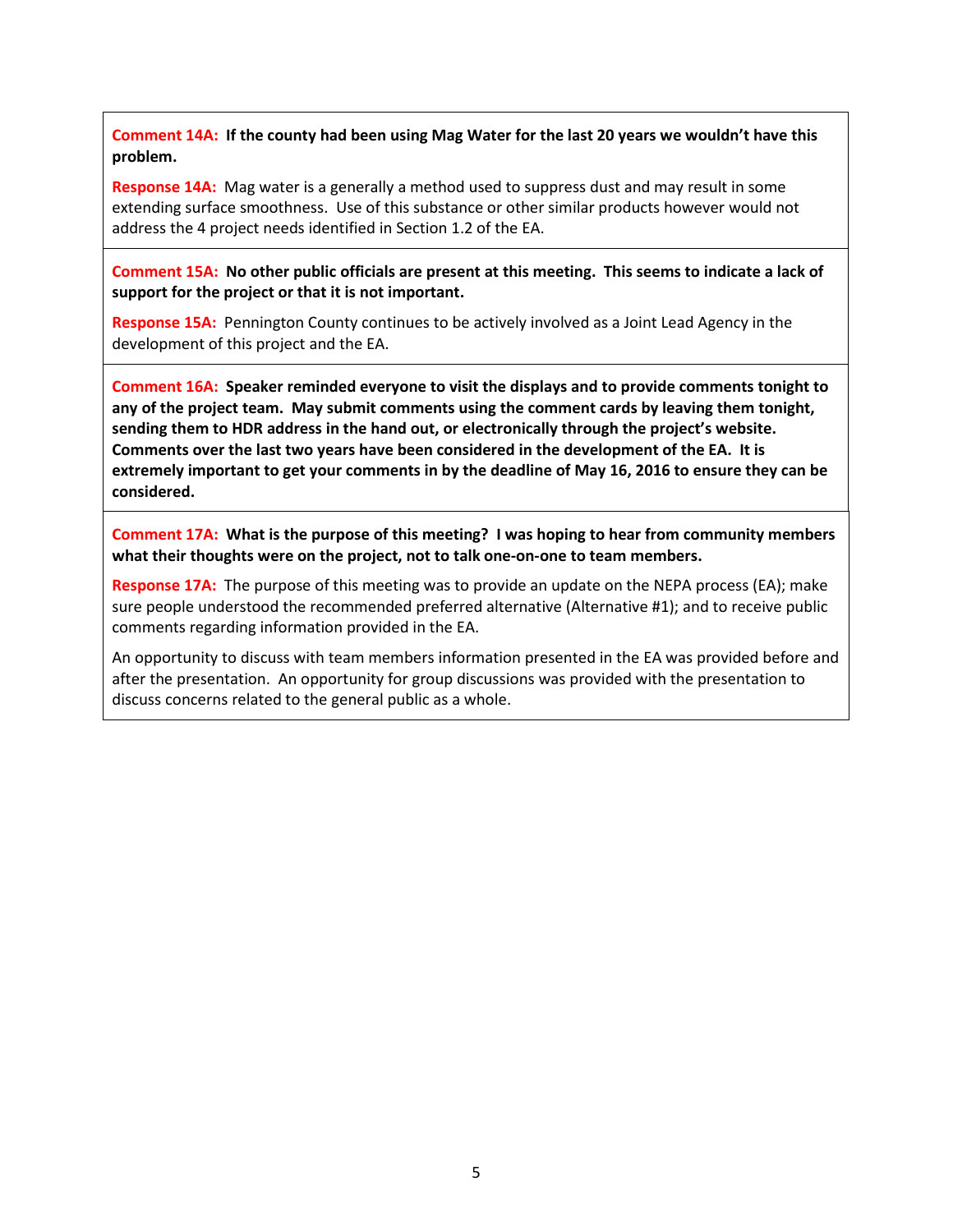**Comment 14A: If the county had been using Mag Water for the last 20 years we wouldn't have this problem.**

**Response 14A:** Mag water is a generally a method used to suppress dust and may result in some extending surface smoothness. Use of this substance or other similar products however would not address the 4 project needs identified in Section 1.2 of the EA.

---

**Comment 15A: No other public officials are present at this meeting. This seems to indicate a lack of support for the project or that it is not important.**

**Response 15A:** Pennington County continues to be actively involved as a Joint Lead Agency in the development of this project and the EA.

---

**Comment 16A: Speaker reminded everyone to visit the displays and to provide comments tonight to any of the project team. May submit comments using the comment cards by leaving them tonight, sending them to HDR address in the hand out, or electronically through the project's website. Comments over the last two years have been considered in the development of the EA. It is extremely important to get your comments in by the deadline of May 16, 2016 to ensure they can be considered.**

---

**Comment 17A: What is the purpose of this meeting? I was hoping to hear from community members what their thoughts were on the project, not to talk one-on-one to team members.**

**Response 17A:** The purpose of this meeting was to provide an update on the NEPA process (EA); make sure people understood the recommended preferred alternative (Alternative #1); and to receive public comments regarding information provided in the EA.

An opportunity to discuss with team members information presented in the EA was provided before and after the presentation. An opportunity for group discussions was provided with the presentation to discuss concerns related to the general public as a whole.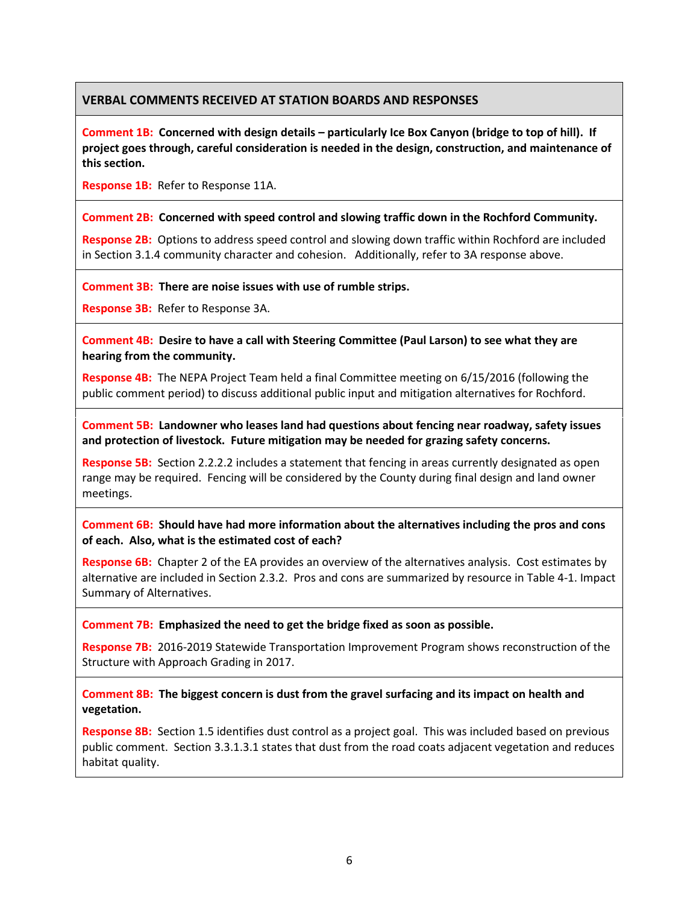## VERBAL COMMENTS RECEIVED AT STATION BOARDS AND RESPONSES

**Comment 1B: Concerned with design details – particularly Ice Box Canyon (bridge to top of hill). If project goes through, careful consideration is needed in the design, construction, and maintenance of this section.**

**Response 1B:** Refer to Response 11A.

**Comment 2B: Concerned with speed control and slowing traffic down in the Rochford Community.**

**Response 2B:** Options to address speed control and slowing down traffic within Rochford are included in Section 3.1.4 community character and cohesion. Additionally, refer to 3A response above.

**Comment 3B: There are noise issues with use of rumble strips.**

**Response 3B:** Refer to Response 3A.

**Comment 4B: Desire to have a call with Steering Committee (Paul Larson) to see what they are hearing from the community.**

**Response 4B:** The NEPA Project Team held a final Committee meeting on 6/15/2016 (following the public comment period) to discuss additional public input and mitigation alternatives for Rochford.

**Comment 5B: Landowner who leases land had questions about fencing near roadway, safety issues and protection of livestock. Future mitigation may be needed for grazing safety concerns.**

**Response 5B:** Section 2.2.2.2 includes a statement that fencing in areas currently designated as open range may be required. Fencing will be considered by the County during final design and land owner meetings.

**Comment 6B: Should have had more information about the alternatives including the pros and cons of each. Also, what is the estimated cost of each?**

**Response 6B:** Chapter 2 of the EA provides an overview of the alternatives analysis. Cost estimates by alternative are included in Section 2.3.2. Pros and cons are summarized by resource in Table 4-1. Impact Summary of Alternatives.

**Comment 7B: Emphasized the need to get the bridge fixed as soon as possible.**

**Response 7B:** 2016-2019 Statewide Transportation Improvement Program shows reconstruction of the Structure with Approach Grading in 2017.

**Comment 8B: The biggest concern is dust from the gravel surfacing and its impact on health and vegetation.**

**Response 8B:** Section 1.5 identifies dust control as a project goal. This was included based on previous public comment. Section 3.3.1.3.1 states that dust from the road coats adjacent vegetation and reduces habitat quality.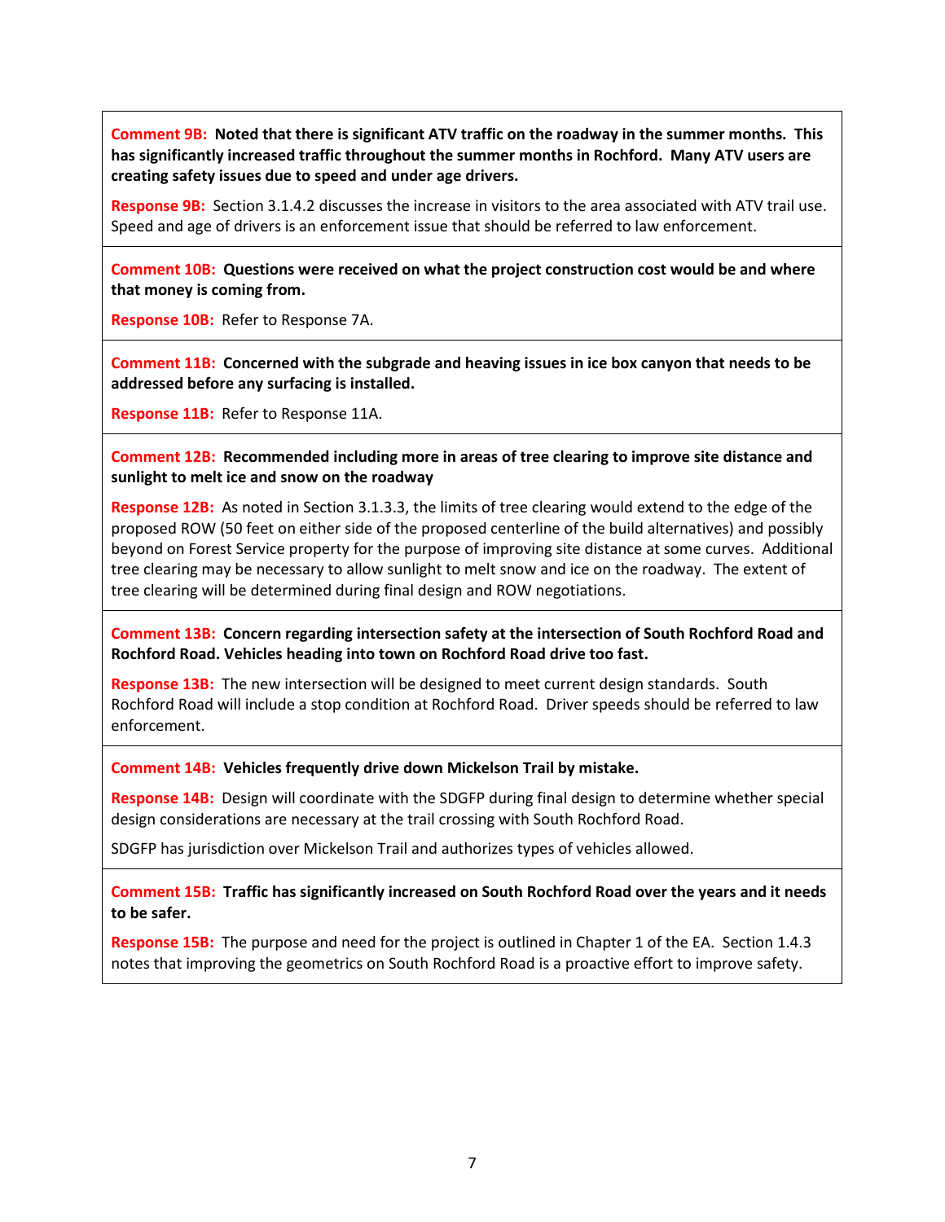**Comment 9B: Noted that there is significant ATV traffic on the roadway in the summer months. This has significantly increased traffic throughout the summer months in Rochford. Many ATV users are creating safety issues due to speed and under age drivers.**

**Response 9B:** Section 3.1.4.2 discusses the increase in visitors to the area associated with ATV trail use. Speed and age of drivers is an enforcement issue that should be referred to law enforcement.

**Comment 10B: Questions were received on what the project construction cost would be and where that money is coming from.**

**Response 10B:** Refer to Response 7A.

**Comment 11B: Concerned with the subgrade and heaving issues in ice box canyon that needs to be addressed before any surfacing is installed.**

**Response 11B:** Refer to Response 11A.

**Comment 12B: Recommended including more in areas of tree clearing to improve site distance and sunlight to melt ice and snow on the roadway**

**Response 12B:** As noted in Section 3.1.3.3, the limits of tree clearing would extend to the edge of the proposed ROW (50 feet on either side of the proposed centerline of the build alternatives) and possibly beyond on Forest Service property for the purpose of improving site distance at some curves. Additional tree clearing may be necessary to allow sunlight to melt snow and ice on the roadway. The extent of tree clearing will be determined during final design and ROW negotiations.

**Comment 13B: Concern regarding intersection safety at the intersection of South Rochford Road and Rochford Road. Vehicles heading into town on Rochford Road drive too fast.**

**Response 13B:** The new intersection will be designed to meet current design standards. South Rochford Road will include a stop condition at Rochford Road. Driver speeds should be referred to law enforcement.

**Comment 14B: Vehicles frequently drive down Mickelson Trail by mistake.**

**Response 14B:** Design will coordinate with the SDGFP during final design to determine whether special design considerations are necessary at the trail crossing with South Rochford Road.

SDGFP has jurisdiction over Mickelson Trail and authorizes types of vehicles allowed.

**Comment 15B: Traffic has significantly increased on South Rochford Road over the years and it needs to be safer.**

**Response 15B:** The purpose and need for the project is outlined in Chapter 1 of the EA. Section 1.4.3 notes that improving the geometrics on South Rochford Road is a proactive effort to improve safety.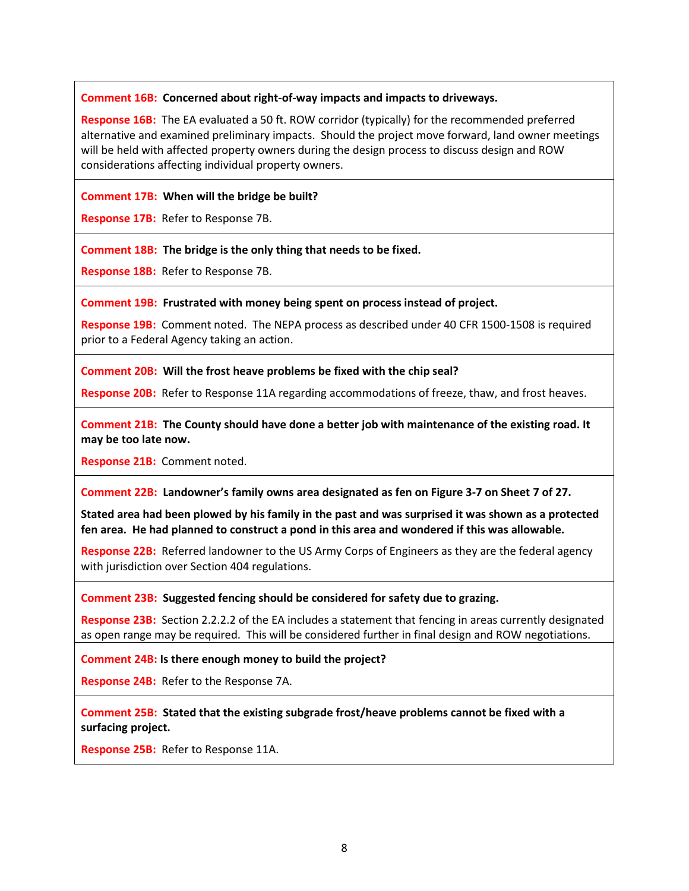**Comment 16B: Concerned about right-of-way impacts and impacts to driveways.**

**Response 16B:** The EA evaluated a 50 ft. ROW corridor (typically) for the recommended preferred alternative and examined preliminary impacts. Should the project move forward, land owner meetings will be held with affected property owners during the design process to discuss design and ROW considerations affecting individual property owners.

**Comment 17B: When will the bridge be built?**

**Response 17B:** Refer to Response 7B.

**Comment 18B: The bridge is the only thing that needs to be fixed.**

**Response 18B:** Refer to Response 7B.

**Comment 19B: Frustrated with money being spent on process instead of project.**

**Response 19B:** Comment noted. The NEPA process as described under 40 CFR 1500-1508 is required prior to a Federal Agency taking an action.

**Comment 20B: Will the frost heave problems be fixed with the chip seal?**

**Response 20B:** Refer to Response 11A regarding accommodations of freeze, thaw, and frost heaves.

**Comment 21B: The County should have done a better job with maintenance of the existing road. It may be too late now.**

**Response 21B:** Comment noted.

**Comment 22B: Landowner's family owns area designated as fen on Figure 3-7 on Sheet 7 of 27.**

**Stated area had been plowed by his family in the past and was surprised it was shown as a protected fen area. He had planned to construct a pond in this area and wondered if this was allowable.**

**Response 22B:** Referred landowner to the US Army Corps of Engineers as they are the federal agency with jurisdiction over Section 404 regulations.

**Comment 23B: Suggested fencing should be considered for safety due to grazing.**

**Response 23B:** Section 2.2.2.2 of the EA includes a statement that fencing in areas currently designated as open range may be required. This will be considered further in final design and ROW negotiations.

**Comment 24B: Is there enough money to build the project?**

**Response 24B:** Refer to the Response 7A.

**Comment 25B: Stated that the existing subgrade frost/heave problems cannot be fixed with a surfacing project.**

**Response 25B:** Refer to Response 11A.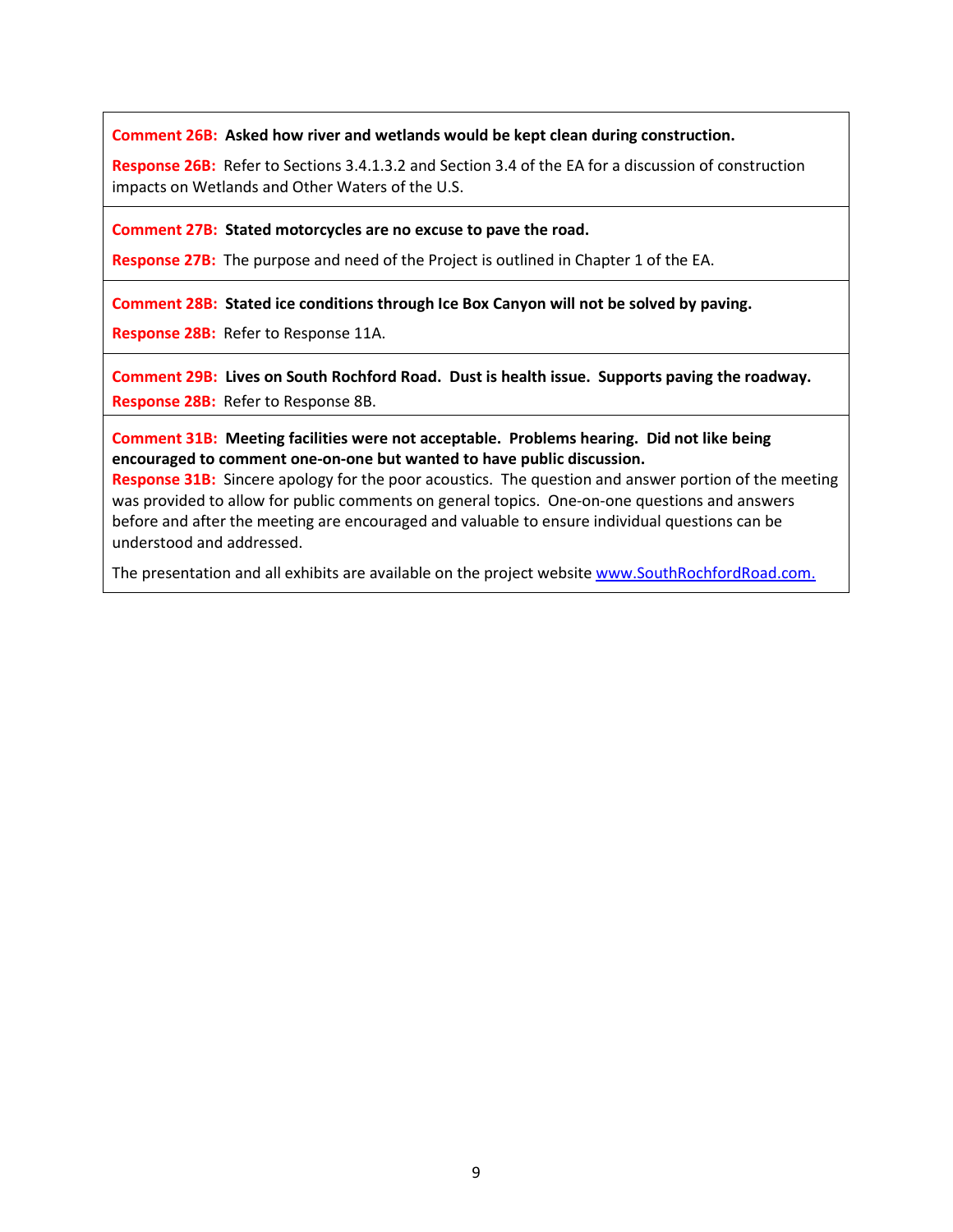**Comment 26B: Asked how river and wetlands would be kept clean during construction.**

**Response 26B:** Refer to Sections 3.4.1.3.2 and Section 3.4 of the EA for a discussion of construction impacts on Wetlands and Other Waters of the U.S.

---

**Comment 27B: Stated motorcycles are no excuse to pave the road.**

**Response 27B:** The purpose and need of the Project is outlined in Chapter 1 of the EA.

---

**Comment 28B: Stated ice conditions through Ice Box Canyon will not be solved by paving.**

**Response 28B:** Refer to Response 11A.

---

**Comment 29B: Lives on South Rochford Road. Dust is health issue. Supports paving the roadway.**

**Response 28B:** Refer to Response 8B.

---

**Comment 31B: Meeting facilities were not acceptable. Problems hearing. Did not like being encouraged to comment one-on-one but wanted to have public discussion.**

**Response 31B:** Sincere apology for the poor acoustics. The question and answer portion of the meeting was provided to allow for public comments on general topics. One-on-one questions and answers before and after the meeting are encouraged and valuable to ensure individual questions can be understood and addressed.

The presentation and all exhibits are available on the project website [www.SouthRochfordRoad.com.](http://www.SouthRochfordRoad.com)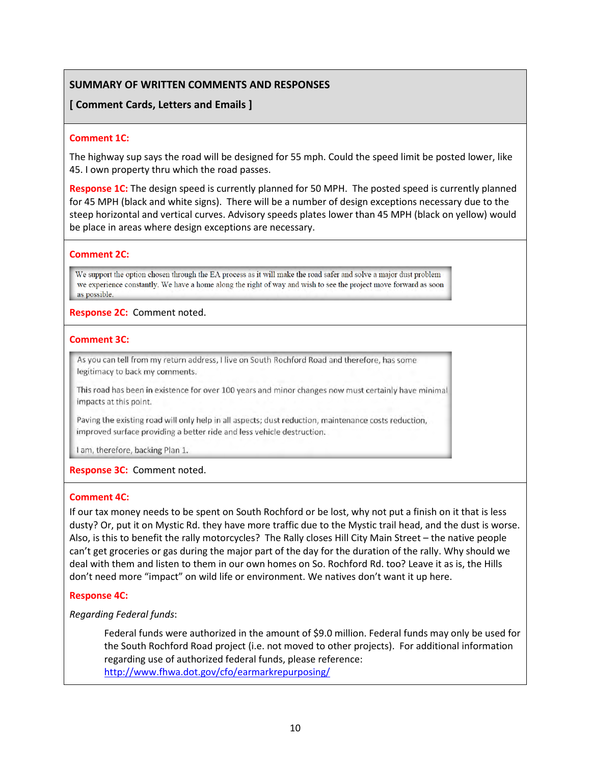## SUMMARY OF WRITTEN COMMENTS AND RESPONSES

**[ Comment Cards, Letters and Emails ]**

**Comment 1C:**

The highway sup says the road will be designed for 55 mph. Could the speed limit be posted lower, like 45. I own property thru which the road passes.

**Response 1C:** The design speed is currently planned for 50 MPH. The posted speed is currently planned for 45 MPH (black and white signs). There will be a number of design exceptions necessary due to the steep horizontal and vertical curves. Advisory speeds plates lower than 45 MPH (black on yellow) would be place in areas where design exceptions are necessary.

**Comment 2C:**

> We support the option chosen through the EA process as it will make the road safer and solve a major dust problem we experience constantly. We have a home along the right of way and wish to see the project move forward as soon as possible.

**Response 2C:** Comment noted.

**Comment 3C:**

> As you can tell from my return address, I live on South Rochford Road and therefore, has some legitimacy to back my comments.
>
> This road has been in existence for over 100 years and minor changes now must certainly have minimal impacts at this point.
>
> Paving the existing road will only help in all aspects; dust reduction, maintenance costs reduction, improved surface providing a better ride and less vehicle destruction.
>
> I am, therefore, backing Plan 1.

**Response 3C:** Comment noted.

**Comment 4C:**

If our tax money needs to be spent on South Rochford or be lost, why not put a finish on it that is less dusty? Or, put it on Mystic Rd. they have more traffic due to the Mystic trail head, and the dust is worse. Also, is this to benefit the rally motorcycles? The Rally closes Hill City Main Street – the native people can't get groceries or gas during the major part of the day for the duration of the rally. Why should we deal with them and listen to them in our own homes on So. Rochford Rd. too? Leave it as is, the Hills don't need more "impact" on wild life or environment. We natives don't want it up here.

**Response 4C:**

*Regarding Federal funds*:

> Federal funds were authorized in the amount of $9.0 million. Federal funds may only be used for the South Rochford Road project (i.e. not moved to other projects). For additional information regarding use of authorized federal funds, please reference: http://www.fhwa.dot.gov/cfo/earmarkrepurposing/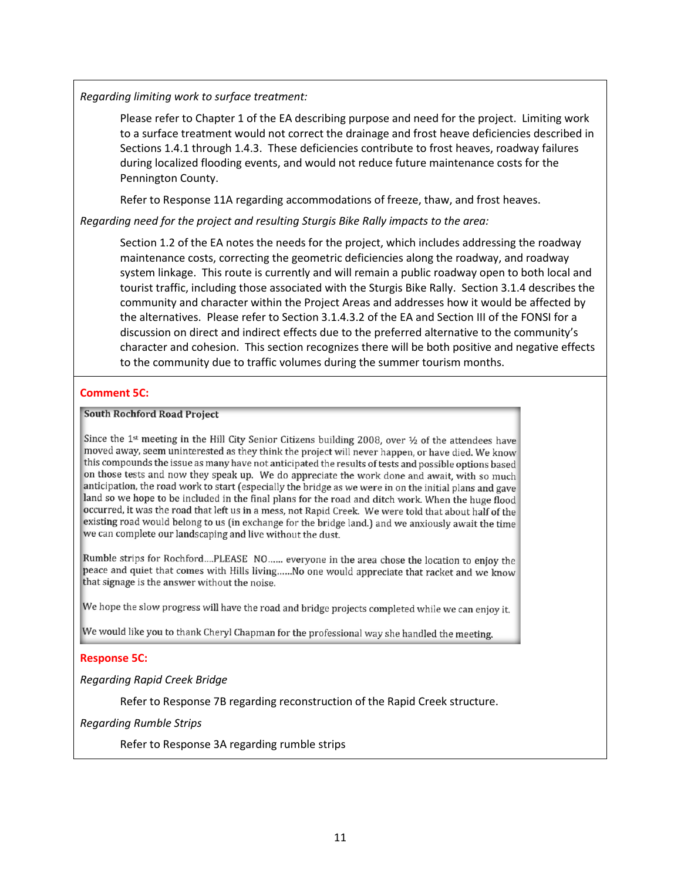*Regarding limiting work to surface treatment:*

Please refer to Chapter 1 of the EA describing purpose and need for the project. Limiting work to a surface treatment would not correct the drainage and frost heave deficiencies described in Sections 1.4.1 through 1.4.3. These deficiencies contribute to frost heaves, roadway failures during localized flooding events, and would not reduce future maintenance costs for the Pennington County.

Refer to Response 11A regarding accommodations of freeze, thaw, and frost heaves.

*Regarding need for the project and resulting Sturgis Bike Rally impacts to the area:*

Section 1.2 of the EA notes the needs for the project, which includes addressing the roadway maintenance costs, correcting the geometric deficiencies along the roadway, and roadway system linkage. This route is currently and will remain a public roadway open to both local and tourist traffic, including those associated with the Sturgis Bike Rally. Section 3.1.4 describes the community and character within the Project Areas and addresses how it would be affected by the alternatives. Please refer to Section 3.1.4.3.2 of the EA and Section III of the FONSI for a discussion on direct and indirect effects due to the preferred alternative to the community's character and cohesion. This section recognizes there will be both positive and negative effects to the community due to traffic volumes during the summer tourism months.

**Comment 5C:**

**South Rochford Road Project**

Since the 1st meeting in the Hill City Senior Citizens building 2008, over ½ of the attendees have moved away, seem uninterested as they think the project will never happen, or have died. We know this compounds the issue as many have not anticipated the results of tests and possible options based on those tests and now they speak up. We do appreciate the work done and await, with so much anticipation, the road work to start (especially the bridge as we were in on the initial plans and gave land so we hope to be included in the final plans for the road and ditch work. When the huge flood occurred, it was the road that left us in a mess, not Rapid Creek. We were told that about half of the existing road would belong to us (in exchange for the bridge land.) and we anxiously await the time we can complete our landscaping and live without the dust.

Rumble strips for Rochford....PLEASE NO...... everyone in the area chose the location to enjoy the peace and quiet that comes with Hills living......No one would appreciate that racket and we know that signage is the answer without the noise.

We hope the slow progress will have the road and bridge projects completed while we can enjoy it.

We would like you to thank Cheryl Chapman for the professional way she handled the meeting.

**Response 5C:**

*Regarding Rapid Creek Bridge*

Refer to Response 7B regarding reconstruction of the Rapid Creek structure.

*Regarding Rumble Strips*

Refer to Response 3A regarding rumble strips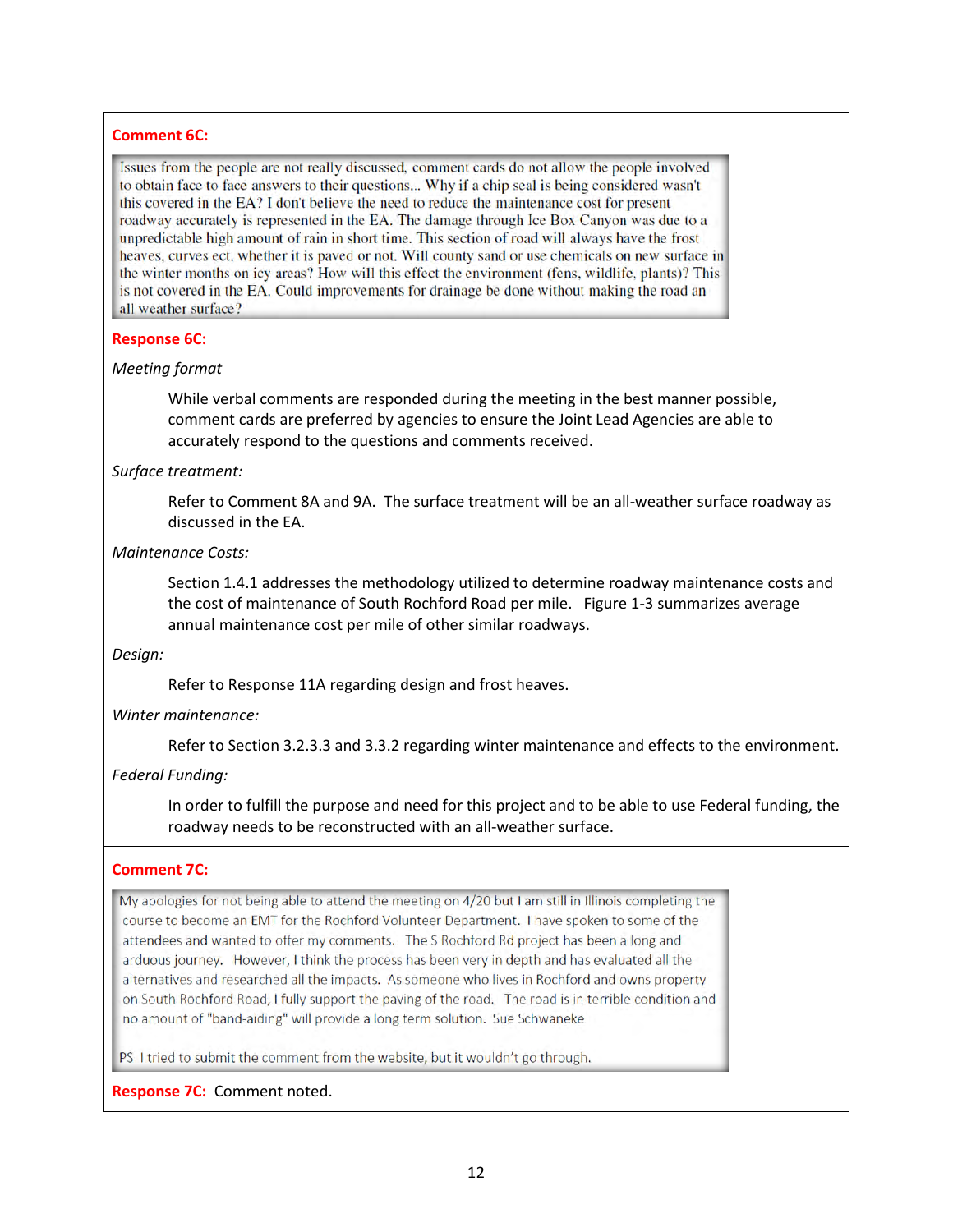**Comment 6C:**

> Issues from the people are not really discussed, comment cards do not allow the people involved to obtain face to face answers to their questions... Why if a chip seal is being considered wasn't this covered in the EA? I don't believe the need to reduce the maintenance cost for present roadway accurately is represented in the EA. The damage through Ice Box Canyon was due to a unpredictable high amount of rain in short time. This section of road will always have the frost heaves, curves ect. whether it is paved or not. Will county sand or use chemicals on new surface in the winter months on icy areas? How will this effect the environment (fens, wildlife, plants)? This is not covered in the EA. Could improvements for drainage be done without making the road an all weather surface?

**Response 6C:**

*Meeting format*

While verbal comments are responded during the meeting in the best manner possible, comment cards are preferred by agencies to ensure the Joint Lead Agencies are able to accurately respond to the questions and comments received.

*Surface treatment:*

Refer to Comment 8A and 9A. The surface treatment will be an all-weather surface roadway as discussed in the EA.

*Maintenance Costs:*

Section 1.4.1 addresses the methodology utilized to determine roadway maintenance costs and the cost of maintenance of South Rochford Road per mile. Figure 1-3 summarizes average annual maintenance cost per mile of other similar roadways.

*Design:*

Refer to Response 11A regarding design and frost heaves.

*Winter maintenance:*

Refer to Section 3.2.3.3 and 3.3.2 regarding winter maintenance and effects to the environment.

*Federal Funding:*

In order to fulfill the purpose and need for this project and to be able to use Federal funding, the roadway needs to be reconstructed with an all-weather surface.

**Comment 7C:**

> My apologies for not being able to attend the meeting on 4/20 but I am still in Illinois completing the course to become an EMT for the Rochford Volunteer Department. I have spoken to some of the attendees and wanted to offer my comments. The S Rochford Rd project has been a long and arduous journey. However, I think the process has been very in depth and has evaluated all the alternatives and researched all the impacts. As someone who lives in Rochford and owns property on South Rochford Road, I fully support the paving of the road. The road is in terrible condition and no amount of "band-aiding" will provide a long term solution. Sue Schwaneke
>
> PS I tried to submit the comment from the website, but it wouldn't go through.

**Response 7C:** Comment noted.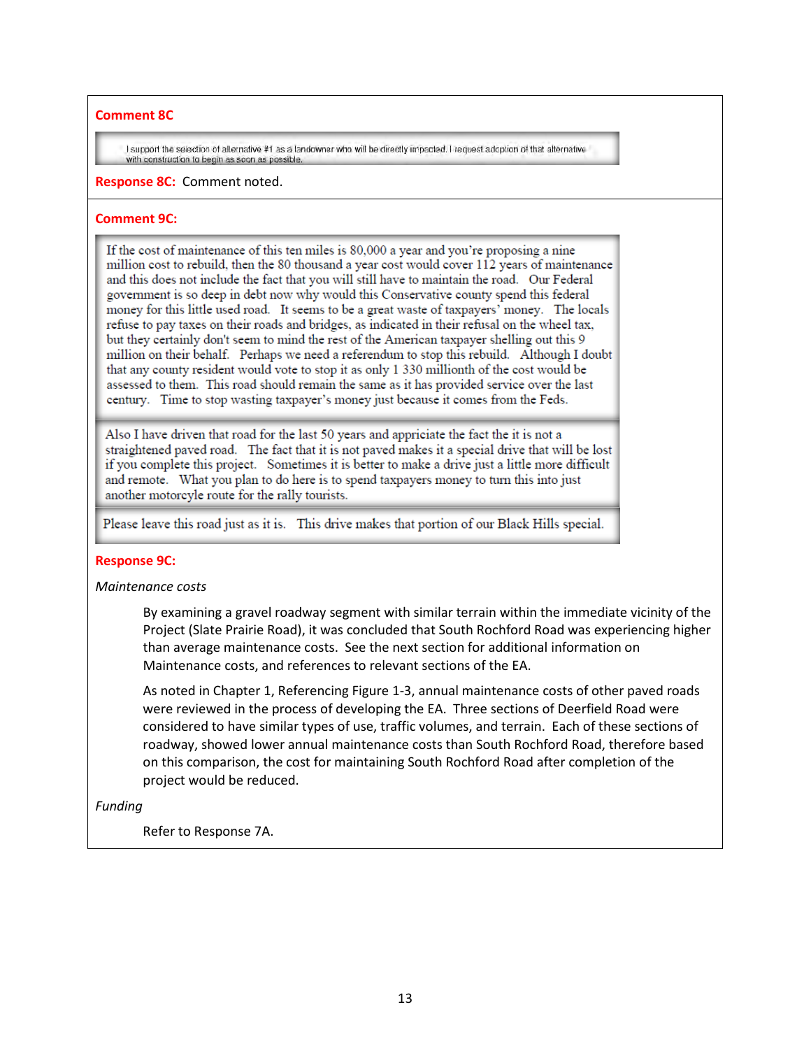**Comment 8C**

> I support the selection of alternative #1 as a landowner who will be directly impacted. I request adoption of that alternative with construction to begin as soon as possible.

**Response 8C:** Comment noted.

**Comment 9C:**

> If the cost of maintenance of this ten miles is 80,000 a year and you're proposing a nine million cost to rebuild, then the 80 thousand a year cost would cover 112 years of maintenance and this does not include the fact that you will still have to maintain the road. Our Federal government is so deep in debt now why would this Conservative county spend this federal money for this little used road. It seems to be a great waste of taxpayers' money. The locals refuse to pay taxes on their roads and bridges, as indicated in their refusal on the wheel tax, but they certainly don't seem to mind the rest of the American taxpayer shelling out this 9 million on their behalf. Perhaps we need a referendum to stop this rebuild. Although I doubt that any county resident would vote to stop it as only 1 330 millionth of the cost would be assessed to them. This road should remain the same as it has provided service over the last century. Time to stop wasting taxpayer's money just because it comes from the Feds.

> Also I have driven that road for the last 50 years and appriciate the fact the it is not a straightened paved road. The fact that it is not paved makes it a special drive that will be lost if you complete this project. Sometimes it is better to make a drive just a little more difficult and remote. What you plan to do here is to spend taxpayers money to turn this into just another motorcyle route for the rally tourists.

> Please leave this road just as it is. This drive makes that portion of our Black Hills special.

**Response 9C:**

*Maintenance costs*

By examining a gravel roadway segment with similar terrain within the immediate vicinity of the Project (Slate Prairie Road), it was concluded that South Rochford Road was experiencing higher than average maintenance costs. See the next section for additional information on Maintenance costs, and references to relevant sections of the EA.

As noted in Chapter 1, Referencing Figure 1-3, annual maintenance costs of other paved roads were reviewed in the process of developing the EA. Three sections of Deerfield Road were considered to have similar types of use, traffic volumes, and terrain. Each of these sections of roadway, showed lower annual maintenance costs than South Rochford Road, therefore based on this comparison, the cost for maintaining South Rochford Road after completion of the project would be reduced.

*Funding*

Refer to Response 7A.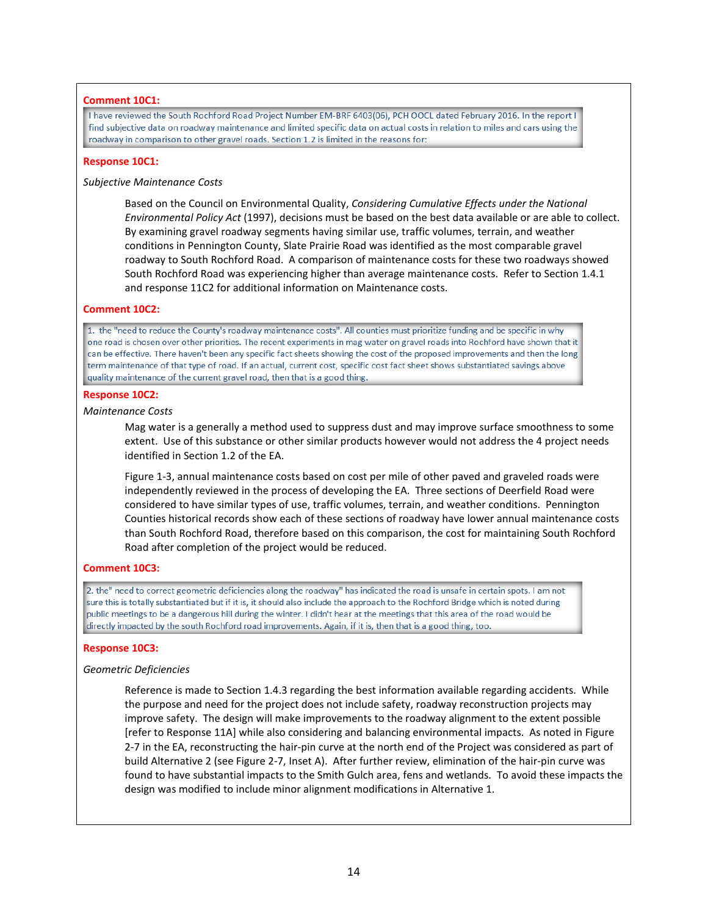**Comment 10C1:**

> I have reviewed the South Rochford Road Project Number EM-BRF 6403(06), PCH OOCL dated February 2016. In the report I find subjective data on roadway maintenance and limited specific data on actual costs in relation to miles and cars using the roadway in comparison to other gravel roads. Section 1.2 is limited in the reasons for:

**Response 10C1:**

*Subjective Maintenance Costs*

Based on the Council on Environmental Quality, *Considering Cumulative Effects under the National Environmental Policy Act* (1997), decisions must be based on the best data available or are able to collect. By examining gravel roadway segments having similar use, traffic volumes, terrain, and weather conditions in Pennington County, Slate Prairie Road was identified as the most comparable gravel roadway to South Rochford Road. A comparison of maintenance costs for these two roadways showed South Rochford Road was experiencing higher than average maintenance costs. Refer to Section 1.4.1 and response 11C2 for additional information on Maintenance costs.

**Comment 10C2:**

> 1. the "need to reduce the County's roadway maintenance costs". All counties must prioritize funding and be specific in why one road is chosen over other priorities. The recent experiments in mag water on gravel roads into Rochford have shown that it can be effective. There haven't been any specific fact sheets showing the cost of the proposed improvements and then the long term maintenance of that type of road. If an actual, current cost, specific cost fact sheet shows substantiated savings above quality maintenance of the current gravel road, then that is a good thing.

**Response 10C2:**

*Maintenance Costs*

Mag water is a generally a method used to suppress dust and may improve surface smoothness to some extent. Use of this substance or other similar products however would not address the 4 project needs identified in Section 1.2 of the EA.

Figure 1-3, annual maintenance costs based on cost per mile of other paved and graveled roads were independently reviewed in the process of developing the EA. Three sections of Deerfield Road were considered to have similar types of use, traffic volumes, terrain, and weather conditions. Pennington Counties historical records show each of these sections of roadway have lower annual maintenance costs than South Rochford Road, therefore based on this comparison, the cost for maintaining South Rochford Road after completion of the project would be reduced.

**Comment 10C3:**

> 2. the" need to correct geometric deficiencies along the roadway" has indicated the road is unsafe in certain spots. I am not sure this is totally substantiated but if it is, it should also include the approach to the Rochford Bridge which is noted during public meetings to be a dangerous hill during the winter. I didn't hear at the meetings that this area of the road would be directly impacted by the south Rochford road improvements. Again, if it is, then that is a good thing, too.

**Response 10C3:**

*Geometric Deficiencies*

Reference is made to Section 1.4.3 regarding the best information available regarding accidents. While the purpose and need for the project does not include safety, roadway reconstruction projects may improve safety. The design will make improvements to the roadway alignment to the extent possible [refer to Response 11A] while also considering and balancing environmental impacts. As noted in Figure 2-7 in the EA, reconstructing the hair-pin curve at the north end of the Project was considered as part of build Alternative 2 (see Figure 2-7, Inset A). After further review, elimination of the hair-pin curve was found to have substantial impacts to the Smith Gulch area, fens and wetlands. To avoid these impacts the design was modified to include minor alignment modifications in Alternative 1.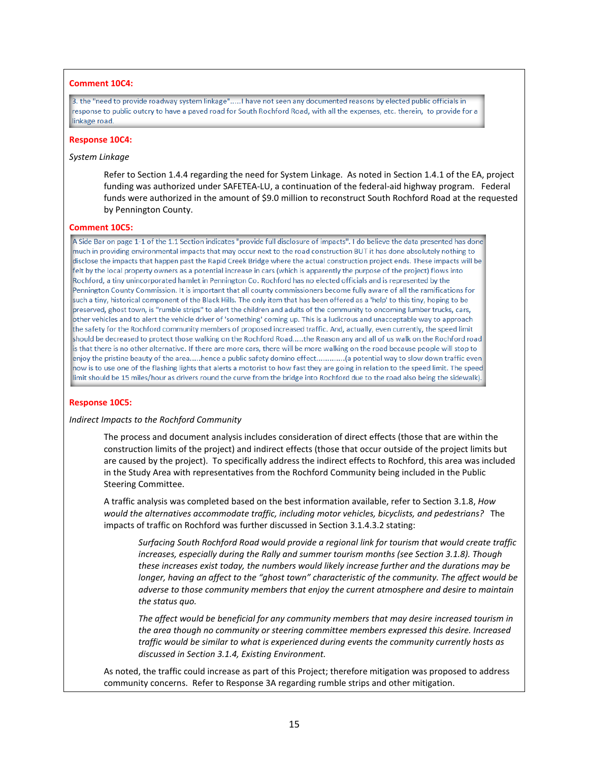**Comment 10C4:**

> 3. the "need to provide roadway system linkage".....I have not seen any documented reasons by elected public officials in response to public outcry to have a paved road for South Rochford Road, with all the expenses, etc. therein, to provide for a linkage road.

**Response 10C4:**

*System Linkage*

Refer to Section 1.4.4 regarding the need for System Linkage. As noted in Section 1.4.1 of the EA, project funding was authorized under SAFETEA-LU, a continuation of the federal-aid highway program. Federal funds were authorized in the amount of $9.0 million to reconstruct South Rochford Road at the requested by Pennington County.

**Comment 10C5:**

> A Side Bar on page 1-1 of the 1.1 Section indicates "provide full disclosure of impacts". I do believe the data presented has done much in providing environmental impacts that may occur next to the road construction BUT it has done absolutely nothing to disclose the impacts that happen past the Rapid Creek Bridge where the actual construction project ends. These impacts will be felt by the local property owners as a potential increase in cars (which is apparently the purpose of the project) flows into Rochford, a tiny unincorporated hamlet in Pennington Co. Rochford has no elected officials and is represented by the Pennington County Commission. It is important that all county commissioners become fully aware of all the ramifications for such a tiny, historical component of the Black Hills. The only item that has been offered as a 'help' to this tiny, hoping to be preserved, ghost town, is "rumble strips" to alert the children and adults of the community to oncoming lumber trucks, cars, other vehicles and to alert the vehicle driver of 'something' coming up. This is a ludicrous and unacceptable way to approach the safety for the Rochford community members of proposed increased traffic. And, actually, even currently, the speed limit should be decreased to protect those walking on the Rochford Road.....the Reason any and all of us walk on the Rochford road is that there is no other alternative. If there are more cars, there will be more walking on the road because people will stop to enjoy the pristine beauty of the area.....hence a public safety domino effect............(a potential way to slow down traffic even now is to use one of the flashing lights that alerts a motorist to how fast they are going in relation to the speed limit. The speed limit should be 15 miles/hour as drivers round the curve from the bridge into Rochford due to the road also being the sidewalk).

**Response 10C5:**

*Indirect Impacts to the Rochford Community*

The process and document analysis includes consideration of direct effects (those that are within the construction limits of the project) and indirect effects (those that occur outside of the project limits but are caused by the project). To specifically address the indirect effects to Rochford, this area was included in the Study Area with representatives from the Rochford Community being included in the Public Steering Committee.

A traffic analysis was completed based on the best information available, refer to Section 3.1.8, *How would the alternatives accommodate traffic, including motor vehicles, bicyclists, and pedestrians?* The impacts of traffic on Rochford was further discussed in Section 3.1.4.3.2 stating:

> *Surfacing South Rochford Road would provide a regional link for tourism that would create traffic increases, especially during the Rally and summer tourism months (see Section 3.1.8). Though these increases exist today, the numbers would likely increase further and the durations may be longer, having an affect to the "ghost town" characteristic of the community. The affect would be adverse to those community members that enjoy the current atmosphere and desire to maintain the status quo.*
>
> *The affect would be beneficial for any community members that may desire increased tourism in the area though no community or steering committee members expressed this desire. Increased traffic would be similar to what is experienced during events the community currently hosts as discussed in Section 3.1.4, Existing Environment.*

As noted, the traffic could increase as part of this Project; therefore mitigation was proposed to address community concerns. Refer to Response 3A regarding rumble strips and other mitigation.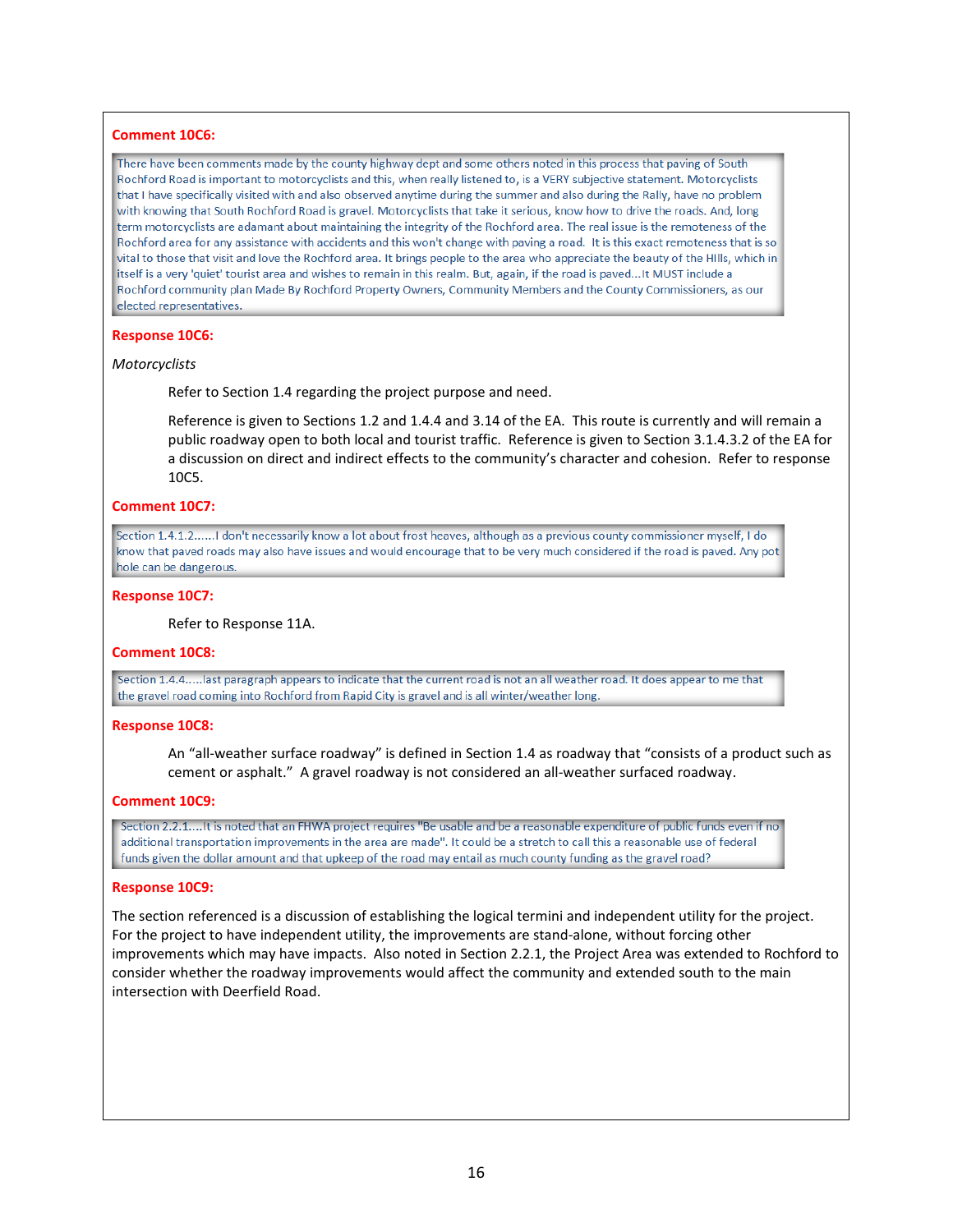**Comment 10C6:**

> There have been comments made by the county highway dept and some others noted in this process that paving of South Rochford Road is important to motorcyclists and this, when really listened to, is a VERY subjective statement. Motorcyclists that I have specifically visited with and also observed anytime during the summer and also during the Rally, have no problem with knowing that South Rochford Road is gravel. Motorcyclists that take it serious, know how to drive the roads. And, long term motorcyclists are adamant about maintaining the integrity of the Rochford area. The real issue is the remoteness of the Rochford area for any assistance with accidents and this won't change with paving a road. It is this exact remoteness that is so vital to those that visit and love the Rochford area. It brings people to the area who appreciate the beauty of the HIlls, which in itself is a very 'quiet' tourist area and wishes to remain in this realm. But, again, if the road is paved...It MUST include a Rochford community plan Made By Rochford Property Owners, Community Members and the County Commissioners, as our elected representatives.

**Response 10C6:**

*Motorcyclists*

Refer to Section 1.4 regarding the project purpose and need.

Reference is given to Sections 1.2 and 1.4.4 and 3.14 of the EA. This route is currently and will remain a public roadway open to both local and tourist traffic. Reference is given to Section 3.1.4.3.2 of the EA for a discussion on direct and indirect effects to the community's character and cohesion. Refer to response 10C5.

**Comment 10C7:**

> Section 1.4.1.2......I don't necessarily know a lot about frost heaves, although as a previous county commissioner myself, I do know that paved roads may also have issues and would encourage that to be very much considered if the road is paved. Any pot hole can be dangerous.

**Response 10C7:**

Refer to Response 11A.

**Comment 10C8:**

> Section 1.4.4.....last paragraph appears to indicate that the current road is not an all weather road. It does appear to me that the gravel road coming into Rochford from Rapid City is gravel and is all winter/weather long.

**Response 10C8:**

An "all-weather surface roadway" is defined in Section 1.4 as roadway that "consists of a product such as cement or asphalt." A gravel roadway is not considered an all-weather surfaced roadway.

**Comment 10C9:**

> Section 2.2.1....It is noted that an FHWA project requires "Be usable and be a reasonable expenditure of public funds even if no additional transportation improvements in the area are made". It could be a stretch to call this a reasonable use of federal funds given the dollar amount and that upkeep of the road may entail as much county funding as the gravel road?

**Response 10C9:**

The section referenced is a discussion of establishing the logical termini and independent utility for the project. For the project to have independent utility, the improvements are stand-alone, without forcing other improvements which may have impacts. Also noted in Section 2.2.1, the Project Area was extended to Rochford to consider whether the roadway improvements would affect the community and extended south to the main intersection with Deerfield Road.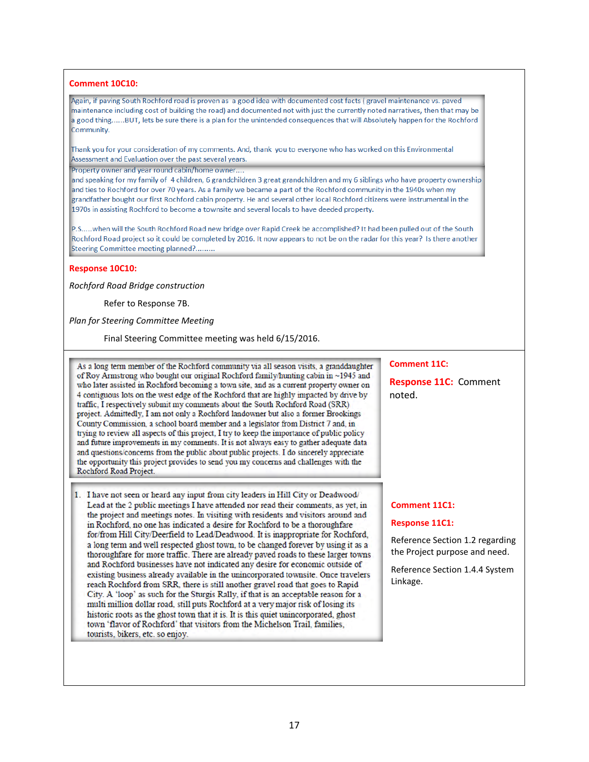**Comment 10C10:**

> Again, if paving South Rochford road is proven as a good idea with documented cost facts ( gravel maintenance vs. paved maintenance including cost of building the road) and documented not with just the currently noted narratives, then that may be a good thing......BUT, lets be sure there is a plan for the unintended consequences that will Absolutely happen for the Rochford Community.
>
> Thank you for your consideration of my comments. And, thank you to everyone who has worked on this Environmental Assessment and Evaluation over the past several years.
>
> Property owner and year round cabin/home owner....
> and speaking for my family of 4 children, 6 grandchildren 3 great grandchildren and my 6 siblings who have property ownership and ties to Rochford for over 70 years. As a family we became a part of the Rochford community in the 1940s when my grandfather bought our first Rochford cabin property. He and several other local Rochford citizens were instrumental in the 1970s in assisting Rochford to become a townsite and several locals to have deeded property.
>
> P.S.....when will the South Rochford Road new bridge over Rapid Creek be accomplished? It had been pulled out of the South Rochford Road project so it could be completed by 2016. It now appears to not be on the radar for this year? Is there another Steering Committee meeting planned?.........

**Response 10C10:**

*Rochford Road Bridge construction*

Refer to Response 7B.

*Plan for Steering Committee Meeting*

Final Steering Committee meeting was held 6/15/2016.

---

> As a long term member of the Rochford community via all season visits, a granddaughter of Roy Armstrong who bought our original Rochford family/hunting cabin in ~1945 and who later assisted in Rochford becoming a town site, and as a current property owner on 4 contiguous lots on the west edge of the Rochford that are highly impacted by drive by traffic, I respectively submit my comments about the South Rochford Road (SRR) project. Admittedly, I am not only a Rochford landowner but also a former Brookings County Commission, a school board member and a legislator from District 7 and, in trying to review all aspects of this project, I try to keep the importance of public policy and future improvements in my comments. It is not always easy to gather adequate data and questions/concerns from the public about public projects. I do sincerely appreciate the opportunity this project provides to send you my concerns and challenges with the Rochford Road Project.

**Comment 11C:**

**Response 11C:** Comment noted.

> 1. I have not seen or heard any input from city leaders in Hill City or Deadwood/ Lead at the 2 public meetings I have attended nor read their comments, as yet, in the project and meetings notes. In visiting with residents and visitors around and in Rochford, no one has indicated a desire for Rochford to be a thoroughfare for/from Hill City/Deerfield to Lead/Deadwood. It is inappropriate for Rochford, a long term and well respected ghost town, to be changed forever by using it as a thoroughfare for more traffic. There are already paved roads to these larger towns and Rochford businesses have not indicated any desire for economic outside of existing business already available in the unincorporated townsite. Once travelers reach Rochford from SRR, there is still another gravel road that goes to Rapid City. A 'loop' as such for the Sturgis Rally, if that is an acceptable reason for a multi million dollar road, still puts Rochford at a very major risk of losing its historic roots as the ghost town that it is. It is this quiet unincorporated, ghost town 'flavor of Rochford' that visitors from the Michelson Trail, families, tourists, bikers, etc. so enjoy.

**Comment 11C1:**

**Response 11C1:**

Reference Section 1.2 regarding the Project purpose and need.

Reference Section 1.4.4 System Linkage.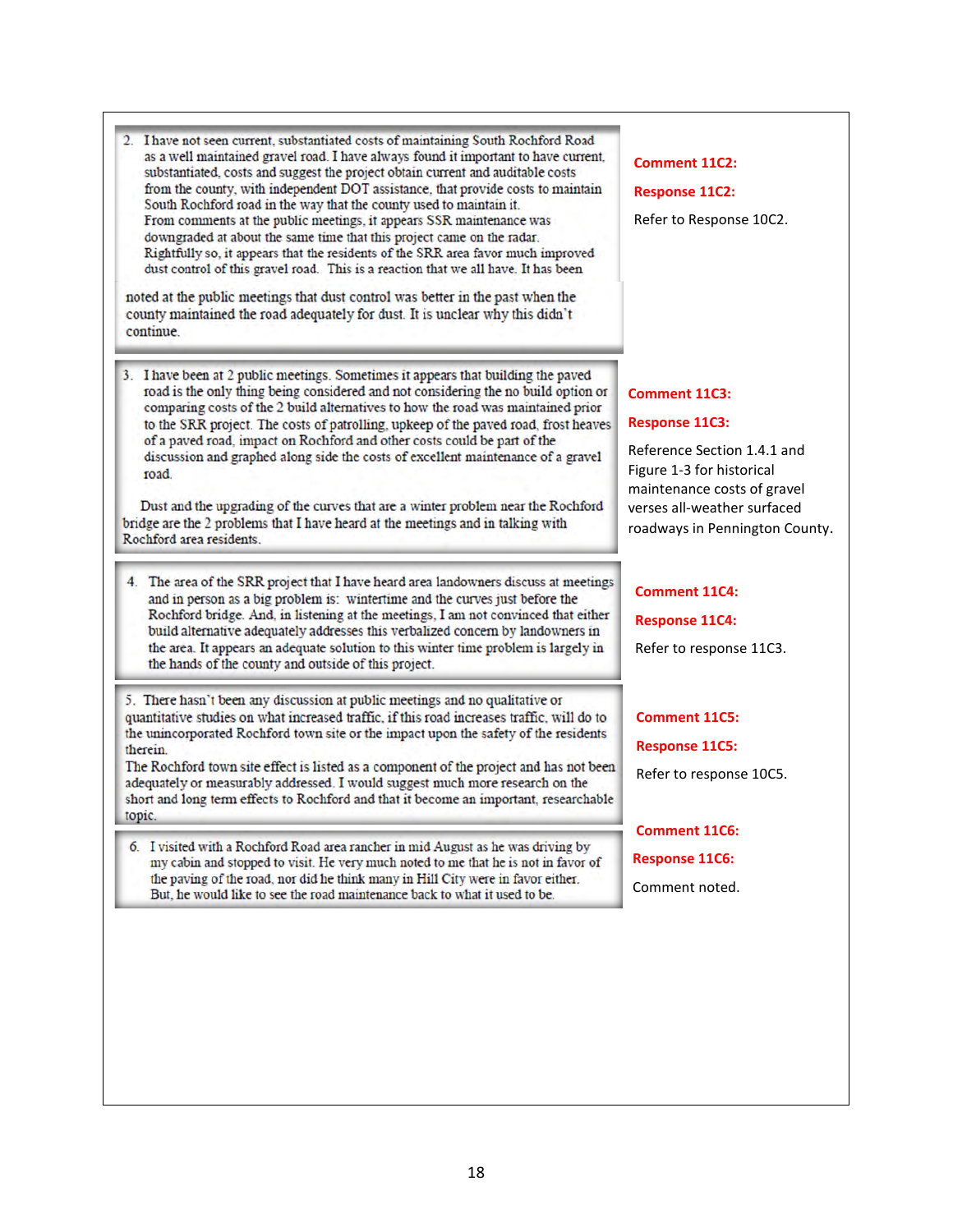| Comment | Response |
|---|---|
| 2. I have not seen current, substantiated costs of maintaining South Rochford Road as a well maintained gravel road. I have always found it important to have current, substantiated, costs and suggest the project obtain current and auditable costs from the county, with independent DOT assistance, that provide costs to maintain South Rochford road in the way that the county used to maintain it. From comments at the public meetings, it appears SSR maintenance was downgraded at about the same time that this project came on the radar. Rightfully so, it appears that the residents of the SRR area favor much improved dust control of this gravel road. This is a reaction that we all have. It has been noted at the public meetings that dust control was better in the past when the county maintained the road adequately for dust. It is unclear why this didn't continue. | **Comment 11C2:** <br> **Response 11C2:** <br> Refer to Response 10C2. |
| 3. I have been at 2 public meetings. Sometimes it appears that building the paved road is the only thing being considered and not considering the no build option or comparing costs of the 2 build alternatives to how the road was maintained prior to the SRR project. The costs of patrolling, upkeep of the paved road, frost heaves of a paved road, impact on Rochford and other costs could be part of the discussion and graphed along side the costs of excellent maintenance of a gravel road. <br><br> Dust and the upgrading of the curves that are a winter problem near the Rochford bridge are the 2 problems that I have heard at the meetings and in talking with Rochford area residents. | **Comment 11C3:** <br> **Response 11C3:** <br> Reference Section 1.4.1 and Figure 1-3 for historical maintenance costs of gravel verses all-weather surfaced roadways in Pennington County. |
| 4. The area of the SRR project that I have heard area landowners discuss at meetings and in person as a big problem is: wintertime and the curves just before the Rochford bridge. And, in listening at the meetings, I am not convinced that either build alternative adequately addresses this verbalized concern by landowners in the area. It appears an adequate solution to this winter time problem is largely in the hands of the county and outside of this project. | **Comment 11C4:** <br> **Response 11C4:** <br> Refer to response 11C3. |
| 5. There hasn't been any discussion at public meetings and no qualitative or quantitative studies on what increased traffic, if this road increases traffic, will do to the unincorporated Rochford town site or the impact upon the safety of the residents therein. <br> The Rochford town site effect is listed as a component of the project and has not been adequately or measurably addressed. I would suggest much more research on the short and long term effects to Rochford and that it become an important, researchable topic. | **Comment 11C5:** <br> **Response 11C5:** <br> Refer to response 10C5. |
| 6. I visited with a Rochford Road area rancher in mid August as he was driving by my cabin and stopped to visit. He very much noted to me that he is not in favor of the paving of the road, nor did he think many in Hill City were in favor either. But, he would like to see the road maintenance back to what it used to be. | **Comment 11C6:** <br> **Response 11C6:** <br> Comment noted. |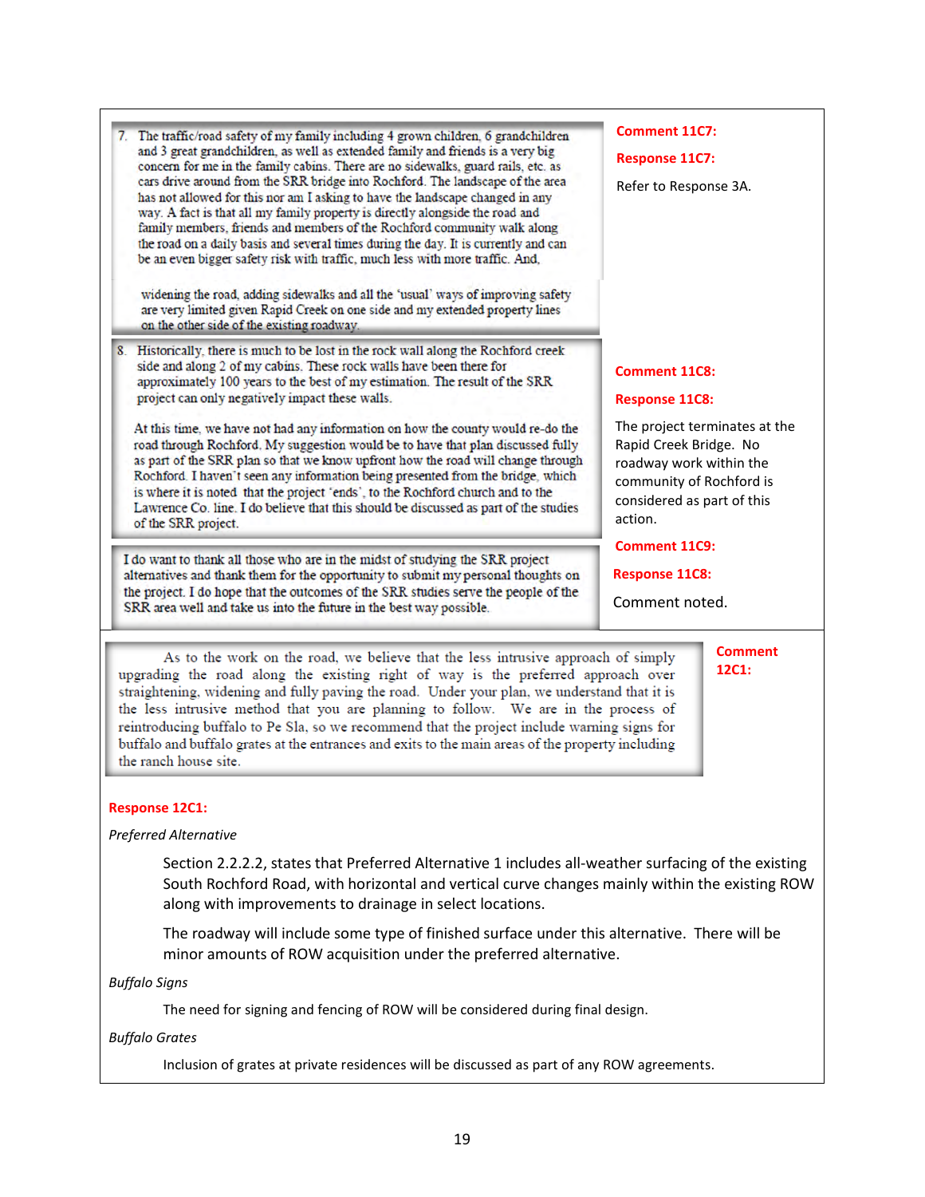7. The traffic/road safety of my family including 4 grown children, 6 grandchildren and 3 great grandchildren, as well as extended family and friends is a very big concern for me in the family cabins. There are no sidewalks, guard rails, etc. as cars drive around from the SRR bridge into Rochford. The landscape of the area has not allowed for this nor am I asking to have the landscape changed in any way. A fact is that all my family property is directly alongside the road and family members, friends and members of the Rochford community walk along the road on a daily basis and several times during the day. It is currently and can be an even bigger safety risk with traffic, much less with more traffic. And,

   widening the road, adding sidewalks and all the 'usual' ways of improving safety are very limited given Rapid Creek on one side and my extended property lines on the other side of the existing roadway.

**Comment 11C7:**

**Response 11C7:**

Refer to Response 3A.

8. Historically, there is much to be lost in the rock wall along the Rochford creek side and along 2 of my cabins. These rock walls have been there for approximately 100 years to the best of my estimation. The result of the SRR project can only negatively impact these walls.

   At this time, we have not had any information on how the county would re-do the road through Rochford. My suggestion would be to have that plan discussed fully as part of the SRR plan so that we know upfront how the road will change through Rochford. I haven't seen any information being presented from the bridge, which is where it is noted that the project 'ends', to the Rochford church and to the Lawrence Co. line. I do believe that this should be discussed as part of the studies of the SRR project.

**Comment 11C8:**

**Response 11C8:**

The project terminates at the Rapid Creek Bridge. No roadway work within the community of Rochford is considered as part of this action.

I do want to thank all those who are in the midst of studying the SRR project alternatives and thank them for the opportunity to submit my personal thoughts on the project. I do hope that the outcomes of the SRR studies serve the people of the SRR area well and take us into the future in the best way possible.

**Comment 11C9:**

**Response 11C8:**

Comment noted.

As to the work on the road, we believe that the less intrusive approach of simply upgrading the road along the existing right of way is the preferred approach over straightening, widening and fully paving the road. Under your plan, we understand that it is the less intrusive method that you are planning to follow. We are in the process of reintroducing buffalo to Pe Sla, so we recommend that the project include warning signs for buffalo and buffalo grates at the entrances and exits to the main areas of the property including the ranch house site.

**Comment 12C1:**

**Response 12C1:**

*Preferred Alternative*

> Section 2.2.2.2, states that Preferred Alternative 1 includes all-weather surfacing of the existing South Rochford Road, with horizontal and vertical curve changes mainly within the existing ROW along with improvements to drainage in select locations.
>
> The roadway will include some type of finished surface under this alternative. There will be minor amounts of ROW acquisition under the preferred alternative.

*Buffalo Signs*

> The need for signing and fencing of ROW will be considered during final design.

*Buffalo Grates*

> Inclusion of grates at private residences will be discussed as part of any ROW agreements.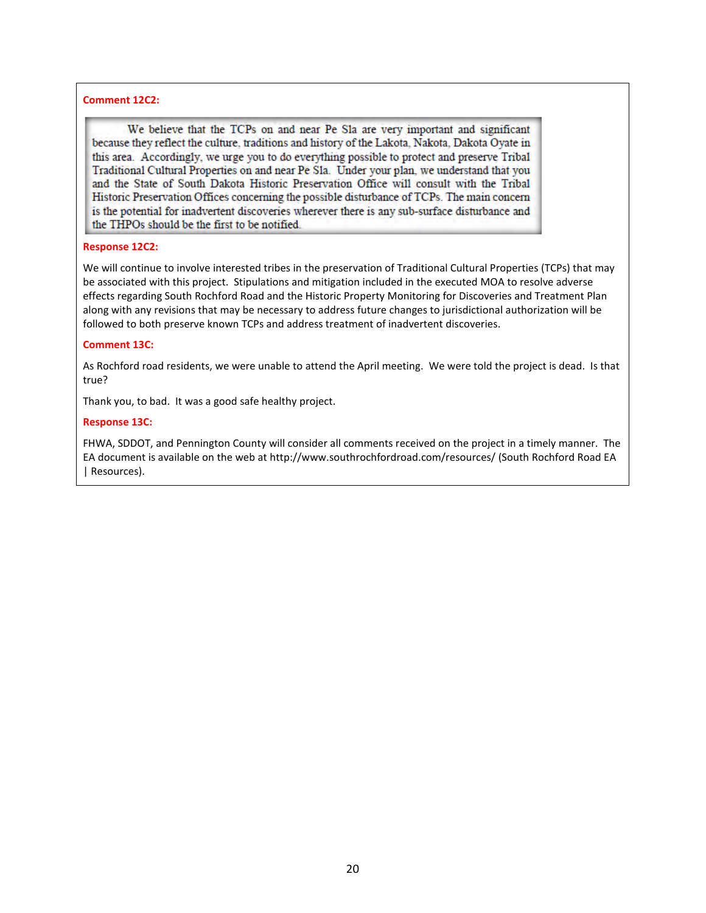**Comment 12C2:**

> We believe that the TCPs on and near Pe Sla are very important and significant because they reflect the culture, traditions and history of the Lakota, Nakota, Dakota Oyate in this area. Accordingly, we urge you to do everything possible to protect and preserve Tribal Traditional Cultural Properties on and near Pe Sla. Under your plan, we understand that you and the State of South Dakota Historic Preservation Office will consult with the Tribal Historic Preservation Offices concerning the possible disturbance of TCPs. The main concern is the potential for inadvertent discoveries wherever there is any sub-surface disturbance and the THPOs should be the first to be notified.

**Response 12C2:**

We will continue to involve interested tribes in the preservation of Traditional Cultural Properties (TCPs) that may be associated with this project. Stipulations and mitigation included in the executed MOA to resolve adverse effects regarding South Rochford Road and the Historic Property Monitoring for Discoveries and Treatment Plan along with any revisions that may be necessary to address future changes to jurisdictional authorization will be followed to both preserve known TCPs and address treatment of inadvertent discoveries.

**Comment 13C:**

As Rochford road residents, we were unable to attend the April meeting. We were told the project is dead. Is that true?

Thank you, to bad. It was a good safe healthy project.

**Response 13C:**

FHWA, SDDOT, and Pennington County will consider all comments received on the project in a timely manner. The EA document is available on the web at http://www.southrochfordroad.com/resources/ (South Rochford Road EA | Resources).